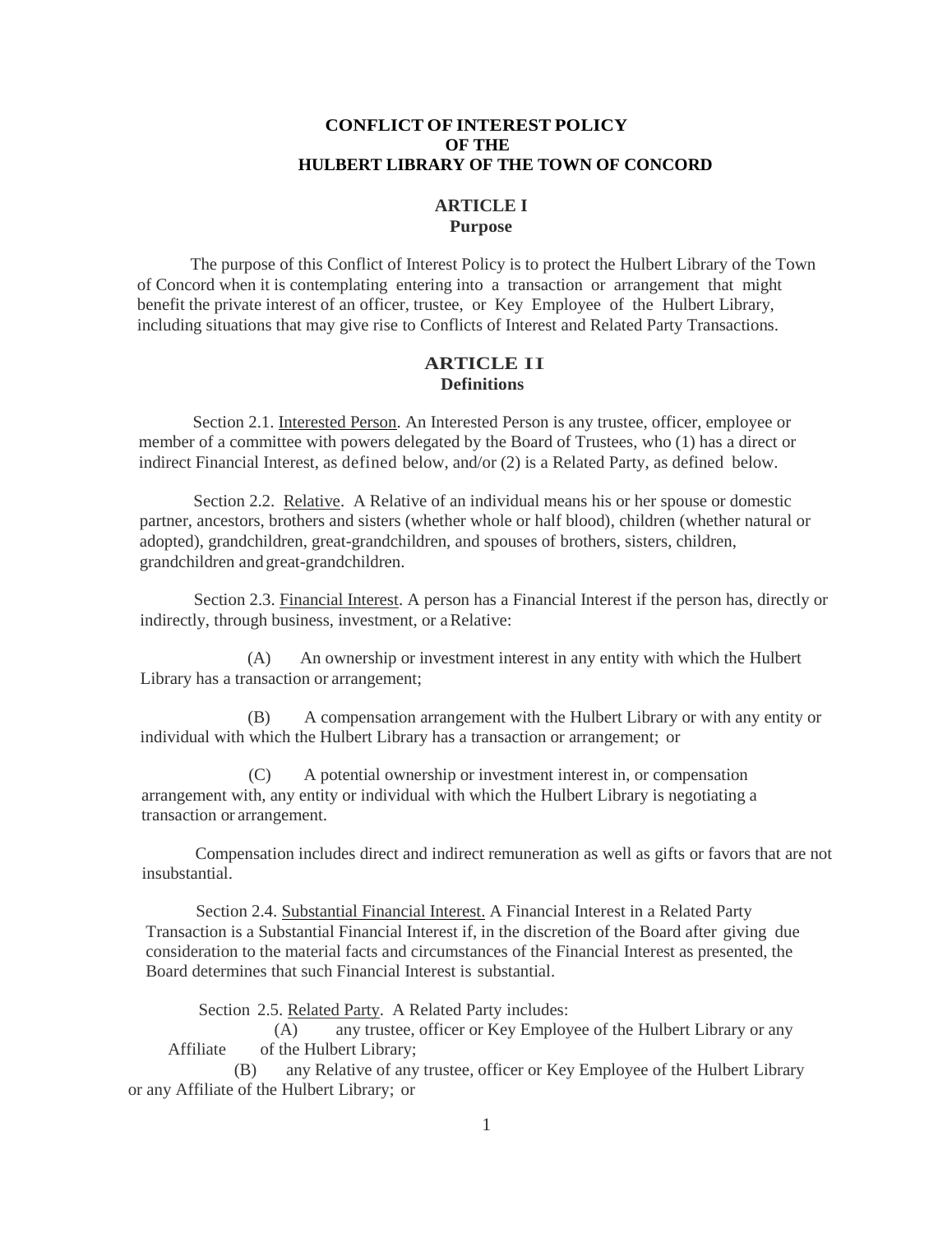# CONFLICT OF INTEREST POLICY OF THE HULBERT LIBRARY OF THE TOWN OF CONCORD

## ARTICLE I
### Purpose

The purpose of this Conflict of Interest Policy is to protect the Hulbert Library of the Town of Concord when it is contemplating entering into a transaction or arrangement that might benefit the private interest of an officer, trustee, or Key Employee of the Hulbert Library, including situations that may give rise to Conflicts of Interest and Related Party Transactions.

## ARTICLE II
### Definitions

Section 2.1. Interested Person. An Interested Person is any trustee, officer, employee or member of a committee with powers delegated by the Board of Trustees, who (1) has a direct or indirect Financial Interest, as defined below, and/or (2) is a Related Party, as defined below.

Section 2.2. Relative. A Relative of an individual means his or her spouse or domestic partner, ancestors, brothers and sisters (whether whole or half blood), children (whether natural or adopted), grandchildren, great-grandchildren, and spouses of brothers, sisters, children, grandchildren and great-grandchildren.

Section 2.3. Financial Interest. A person has a Financial Interest if the person has, directly or indirectly, through business, investment, or a Relative:

(A) An ownership or investment interest in any entity with which the Hulbert Library has a transaction or arrangement;

(B) A compensation arrangement with the Hulbert Library or with any entity or individual with which the Hulbert Library has a transaction or arrangement; or

(C) A potential ownership or investment interest in, or compensation arrangement with, any entity or individual with which the Hulbert Library is negotiating a transaction or arrangement.

Compensation includes direct and indirect remuneration as well as gifts or favors that are not insubstantial.

Section 2.4. Substantial Financial Interest. A Financial Interest in a Related Party Transaction is a Substantial Financial Interest if, in the discretion of the Board after giving due consideration to the material facts and circumstances of the Financial Interest as presented, the Board determines that such Financial Interest is substantial.

Section 2.5. Related Party. A Related Party includes:

(A) any trustee, officer or Key Employee of the Hulbert Library or any Affiliate of the Hulbert Library;

(B) any Relative of any trustee, officer or Key Employee of the Hulbert Library or any Affiliate of the Hulbert Library; or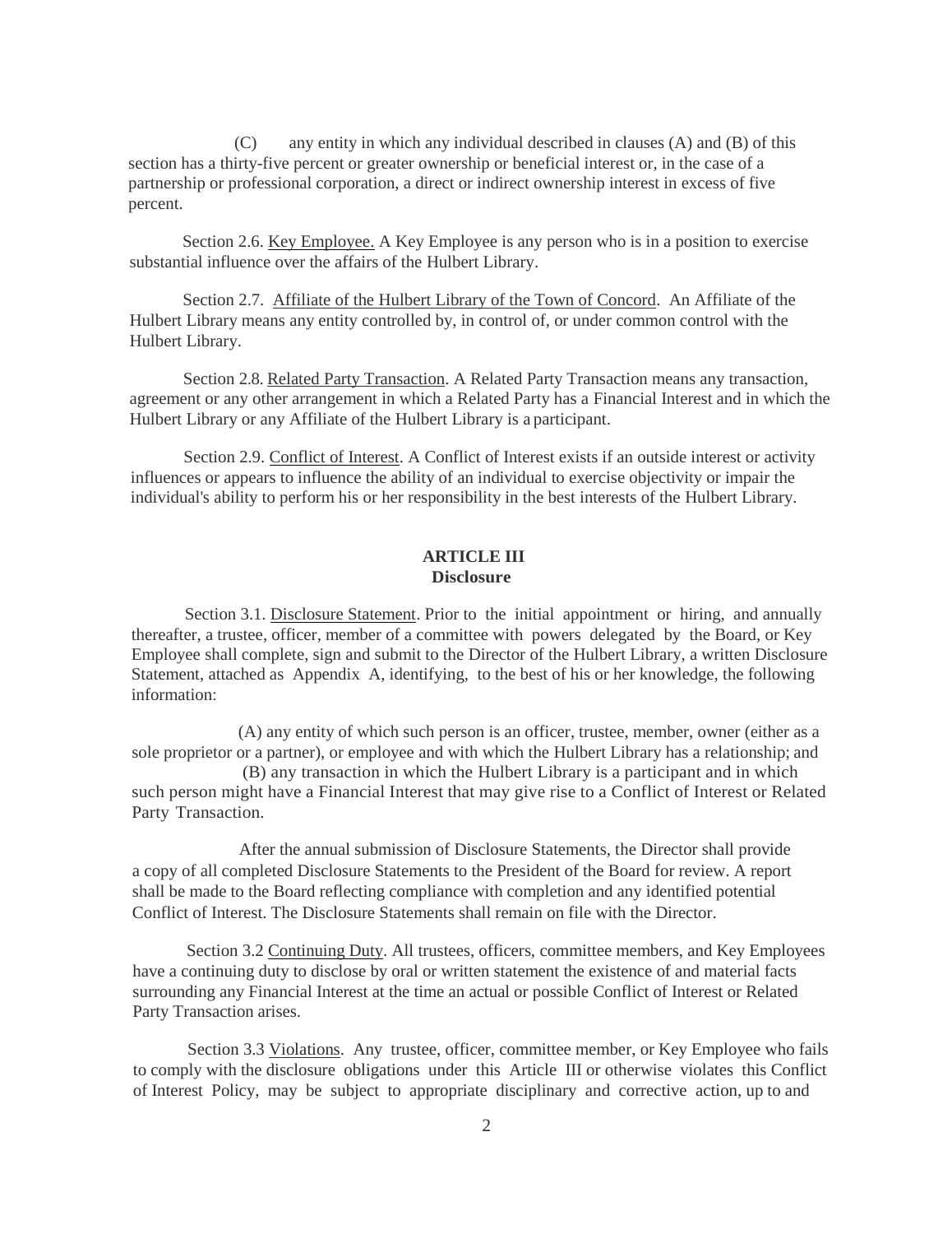(C) any entity in which any individual described in clauses (A) and (B) of this section has a thirty-five percent or greater ownership or beneficial interest or, in the case of a partnership or professional corporation, a direct or indirect ownership interest in excess of five percent.

Section 2.6. Key Employee. A Key Employee is any person who is in a position to exercise substantial influence over the affairs of the Hulbert Library.

Section 2.7. Affiliate of the Hulbert Library of the Town of Concord. An Affiliate of the Hulbert Library means any entity controlled by, in control of, or under common control with the Hulbert Library.

Section 2.8. Related Party Transaction. A Related Party Transaction means any transaction, agreement or any other arrangement in which a Related Party has a Financial Interest and in which the Hulbert Library or any Affiliate of the Hulbert Library is a participant.

Section 2.9. Conflict of Interest. A Conflict of Interest exists if an outside interest or activity influences or appears to influence the ability of an individual to exercise objectivity or impair the individual's ability to perform his or her responsibility in the best interests of the Hulbert Library.

## ARTICLE III
## Disclosure

Section 3.1. Disclosure Statement. Prior to the initial appointment or hiring, and annually thereafter, a trustee, officer, member of a committee with powers delegated by the Board, or Key Employee shall complete, sign and submit to the Director of the Hulbert Library, a written Disclosure Statement, attached as Appendix A, identifying, to the best of his or her knowledge, the following information:

(A) any entity of which such person is an officer, trustee, member, owner (either as a sole proprietor or a partner), or employee and with which the Hulbert Library has a relationship; and

(B) any transaction in which the Hulbert Library is a participant and in which such person might have a Financial Interest that may give rise to a Conflict of Interest or Related Party Transaction.

After the annual submission of Disclosure Statements, the Director shall provide a copy of all completed Disclosure Statements to the President of the Board for review. A report shall be made to the Board reflecting compliance with completion and any identified potential Conflict of Interest. The Disclosure Statements shall remain on file with the Director.

Section 3.2 Continuing Duty. All trustees, officers, committee members, and Key Employees have a continuing duty to disclose by oral or written statement the existence of and material facts surrounding any Financial Interest at the time an actual or possible Conflict of Interest or Related Party Transaction arises.

Section 3.3 Violations. Any trustee, officer, committee member, or Key Employee who fails to comply with the disclosure obligations under this Article III or otherwise violates this Conflict of Interest Policy, may be subject to appropriate disciplinary and corrective action, up to and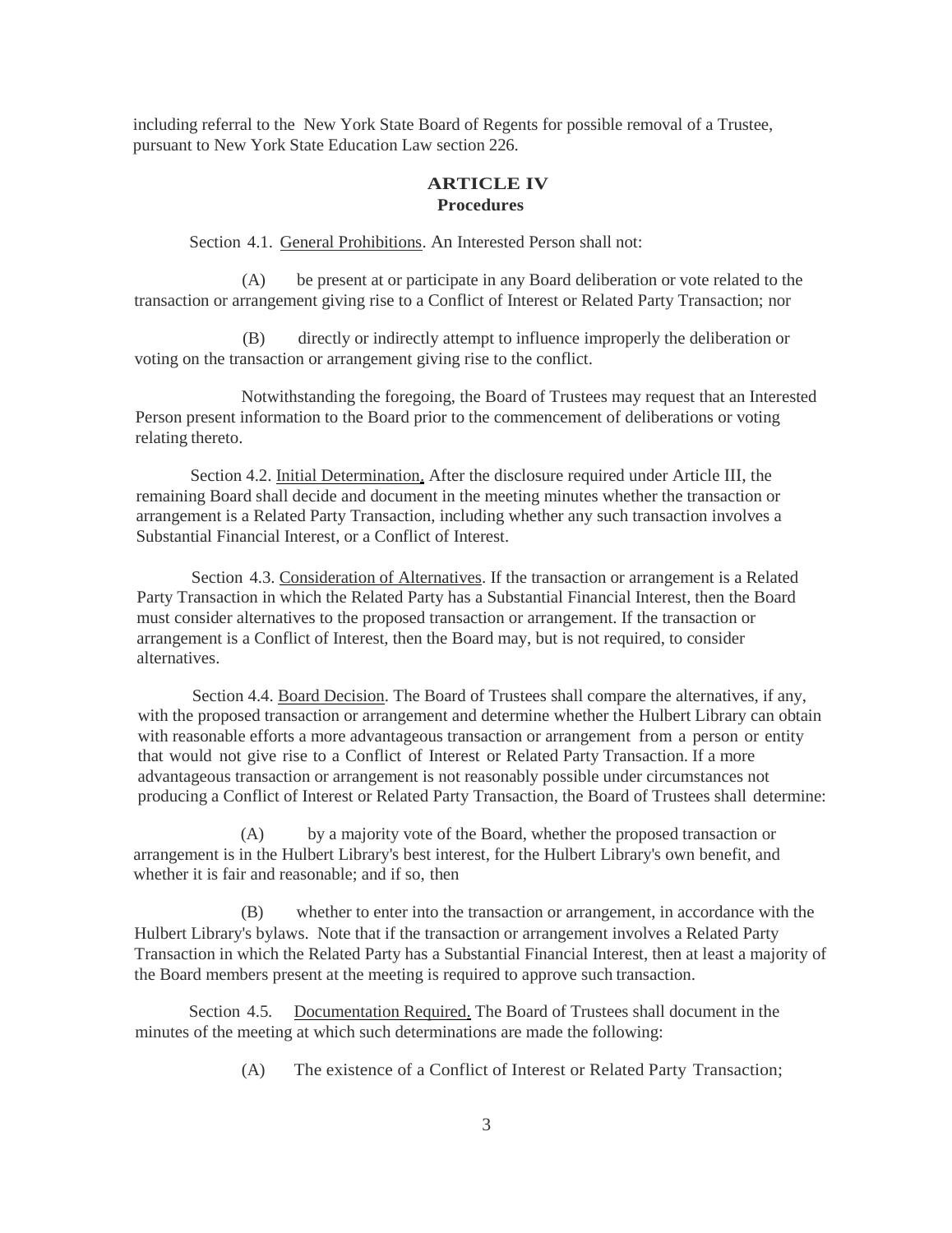including referral to the New York State Board of Regents for possible removal of a Trustee, pursuant to New York State Education Law section 226.

## ARTICLE IV
### Procedures

Section 4.1. General Prohibitions. An Interested Person shall not:

(A) be present at or participate in any Board deliberation or vote related to the transaction or arrangement giving rise to a Conflict of Interest or Related Party Transaction; nor

(B) directly or indirectly attempt to influence improperly the deliberation or voting on the transaction or arrangement giving rise to the conflict.

Notwithstanding the foregoing, the Board of Trustees may request that an Interested Person present information to the Board prior to the commencement of deliberations or voting relating thereto.

Section 4.2. Initial Determination. After the disclosure required under Article III, the remaining Board shall decide and document in the meeting minutes whether the transaction or arrangement is a Related Party Transaction, including whether any such transaction involves a Substantial Financial Interest, or a Conflict of Interest.

Section 4.3. Consideration of Alternatives. If the transaction or arrangement is a Related Party Transaction in which the Related Party has a Substantial Financial Interest, then the Board must consider alternatives to the proposed transaction or arrangement. If the transaction or arrangement is a Conflict of Interest, then the Board may, but is not required, to consider alternatives.

Section 4.4. Board Decision. The Board of Trustees shall compare the alternatives, if any, with the proposed transaction or arrangement and determine whether the Hulbert Library can obtain with reasonable efforts a more advantageous transaction or arrangement from a person or entity that would not give rise to a Conflict of Interest or Related Party Transaction. If a more advantageous transaction or arrangement is not reasonably possible under circumstances not producing a Conflict of Interest or Related Party Transaction, the Board of Trustees shall determine:

(A) by a majority vote of the Board, whether the proposed transaction or arrangement is in the Hulbert Library's best interest, for the Hulbert Library's own benefit, and whether it is fair and reasonable; and if so, then

(B) whether to enter into the transaction or arrangement, in accordance with the Hulbert Library's bylaws. Note that if the transaction or arrangement involves a Related Party Transaction in which the Related Party has a Substantial Financial Interest, then at least a majority of the Board members present at the meeting is required to approve such transaction.

Section 4.5. Documentation Required. The Board of Trustees shall document in the minutes of the meeting at which such determinations are made the following:

(A) The existence of a Conflict of Interest or Related Party Transaction;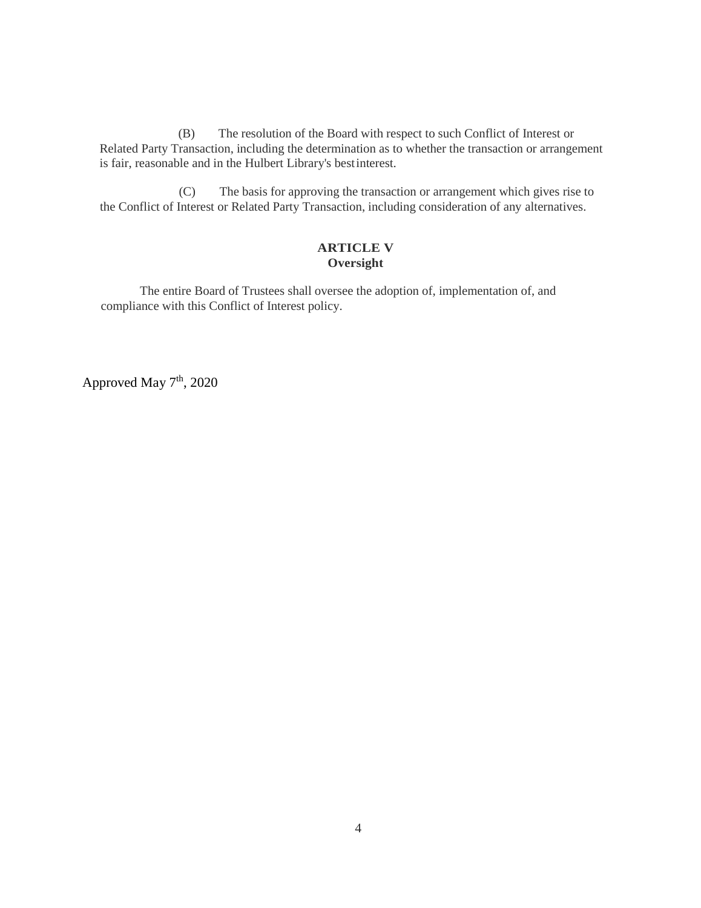(B) The resolution of the Board with respect to such Conflict of Interest or Related Party Transaction, including the determination as to whether the transaction or arrangement is fair, reasonable and in the Hulbert Library's best interest.

(C) The basis for approving the transaction or arrangement which gives rise to the Conflict of Interest or Related Party Transaction, including consideration of any alternatives.

## ARTICLE V
## Oversight

The entire Board of Trustees shall oversee the adoption of, implementation of, and compliance with this Conflict of Interest policy.

Approved May 7th, 2020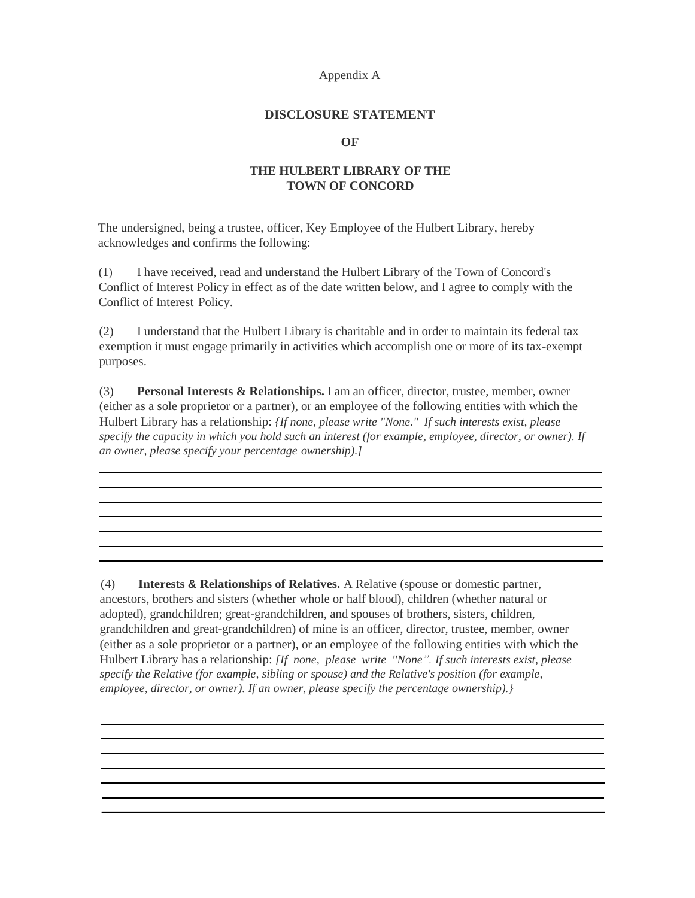Appendix A

**DISCLOSURE STATEMENT**

**OF**

**THE HULBERT LIBRARY OF THE TOWN OF CONCORD**

The undersigned, being a trustee, officer, Key Employee of the Hulbert Library, hereby acknowledges and confirms the following:

(1) I have received, read and understand the Hulbert Library of the Town of Concord's Conflict of Interest Policy in effect as of the date written below, and I agree to comply with the Conflict of Interest Policy.

(2) I understand that the Hulbert Library is charitable and in order to maintain its federal tax exemption it must engage primarily in activities which accomplish one or more of its tax-exempt purposes.

(3) **Personal Interests & Relationships.** I am an officer, director, trustee, member, owner (either as a sole proprietor or a partner), or an employee of the following entities with which the Hulbert Library has a relationship: *{If none, please write "None." If such interests exist, please specify the capacity in which you hold such an interest (for example, employee, director, or owner). If an owner, please specify your percentage ownership).]*

______________________________________________________________________________

______________________________________________________________________________

______________________________________________________________________________

______________________________________________________________________________

______________________________________________________________________________

______________________________________________________________________________

______________________________________________________________________________

(4) **Interests & Relationships of Relatives.** A Relative (spouse or domestic partner, ancestors, brothers and sisters (whether whole or half blood), children (whether natural or adopted), grandchildren; great-grandchildren, and spouses of brothers, sisters, children, grandchildren and great-grandchildren) of mine is an officer, director, trustee, member, owner (either as a sole proprietor or a partner), or an employee of the following entities with which the Hulbert Library has a relationship: *[If none, please write "None". If such interests exist, please specify the Relative (for example, sibling or spouse) and the Relative's position (for example, employee, director, or owner). If an owner, please specify the percentage ownership).}*

______________________________________________________________________________

______________________________________________________________________________

______________________________________________________________________________

______________________________________________________________________________

______________________________________________________________________________

______________________________________________________________________________

______________________________________________________________________________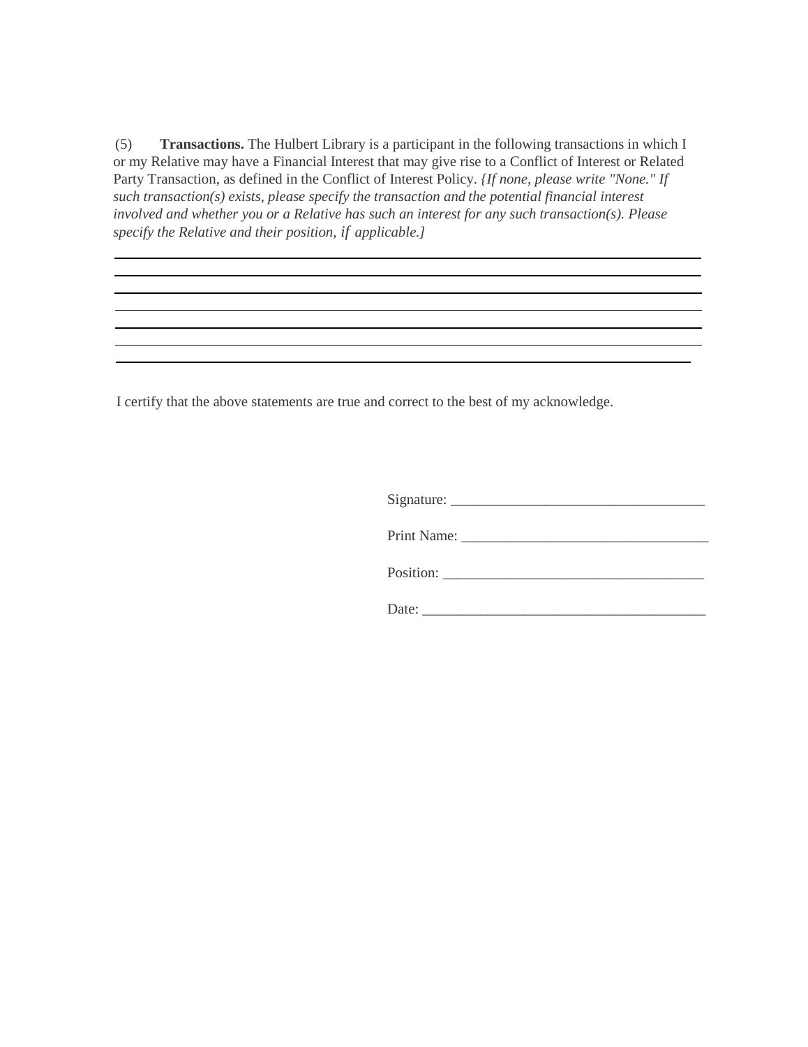(5) **Transactions.** The Hulbert Library is a participant in the following transactions in which I or my Relative may have a Financial Interest that may give rise to a Conflict of Interest or Related Party Transaction, as defined in the Conflict of Interest Policy. *{If none, please write "None." If such transaction(s) exists, please specify the transaction and the potential financial interest involved and whether you or a Relative has such an interest for any such transaction(s). Please specify the Relative and their position, if applicable.]*

_______________________________________________________________________________

_______________________________________________________________________________

_______________________________________________________________________________

_______________________________________________________________________________

_______________________________________________________________________________

_______________________________________________________________________________

_______________________________________________________________________________

I certify that the above statements are true and correct to the best of my acknowledge.

Signature: ___________________________________

Print Name: __________________________________

Position: _____________________________________

Date: ________________________________________